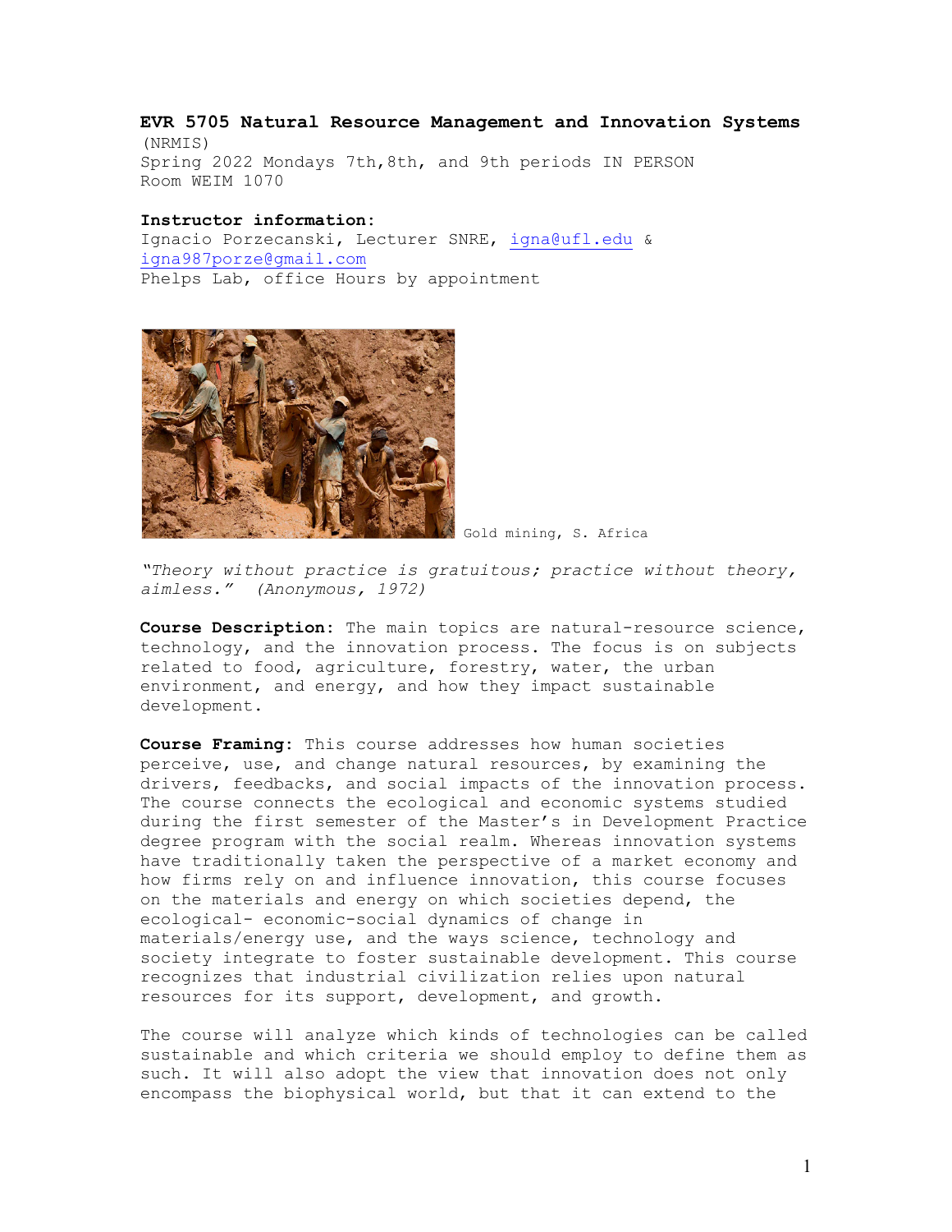**EVR 5705 Natural Resource Management and Innovation Systems** (NRMIS)
Spring 2022 Mondays 7th,8th, and 9th periods IN PERSON
Room WEIM 1070

**Instructor information:**
Ignacio Porzecanski, Lecturer SNRE, igna@ufl.edu & igna987porze@gmail.com
Phelps Lab, office Hours by appointment

Gold mining, S. Africa

*"Theory without practice is gratuitous; practice without theory, aimless." (Anonymous, 1972)*

**Course Description:** The main topics are natural-resource science, technology, and the innovation process. The focus is on subjects related to food, agriculture, forestry, water, the urban environment, and energy, and how they impact sustainable development.

**Course Framing:** This course addresses how human societies perceive, use, and change natural resources, by examining the drivers, feedbacks, and social impacts of the innovation process. The course connects the ecological and economic systems studied during the first semester of the Master's in Development Practice degree program with the social realm. Whereas innovation systems have traditionally taken the perspective of a market economy and how firms rely on and influence innovation, this course focuses on the materials and energy on which societies depend, the ecological- economic-social dynamics of change in materials/energy use, and the ways science, technology and society integrate to foster sustainable development. This course recognizes that industrial civilization relies upon natural resources for its support, development, and growth.

The course will analyze which kinds of technologies can be called sustainable and which criteria we should employ to define them as such. It will also adopt the view that innovation does not only encompass the biophysical world, but that it can extend to the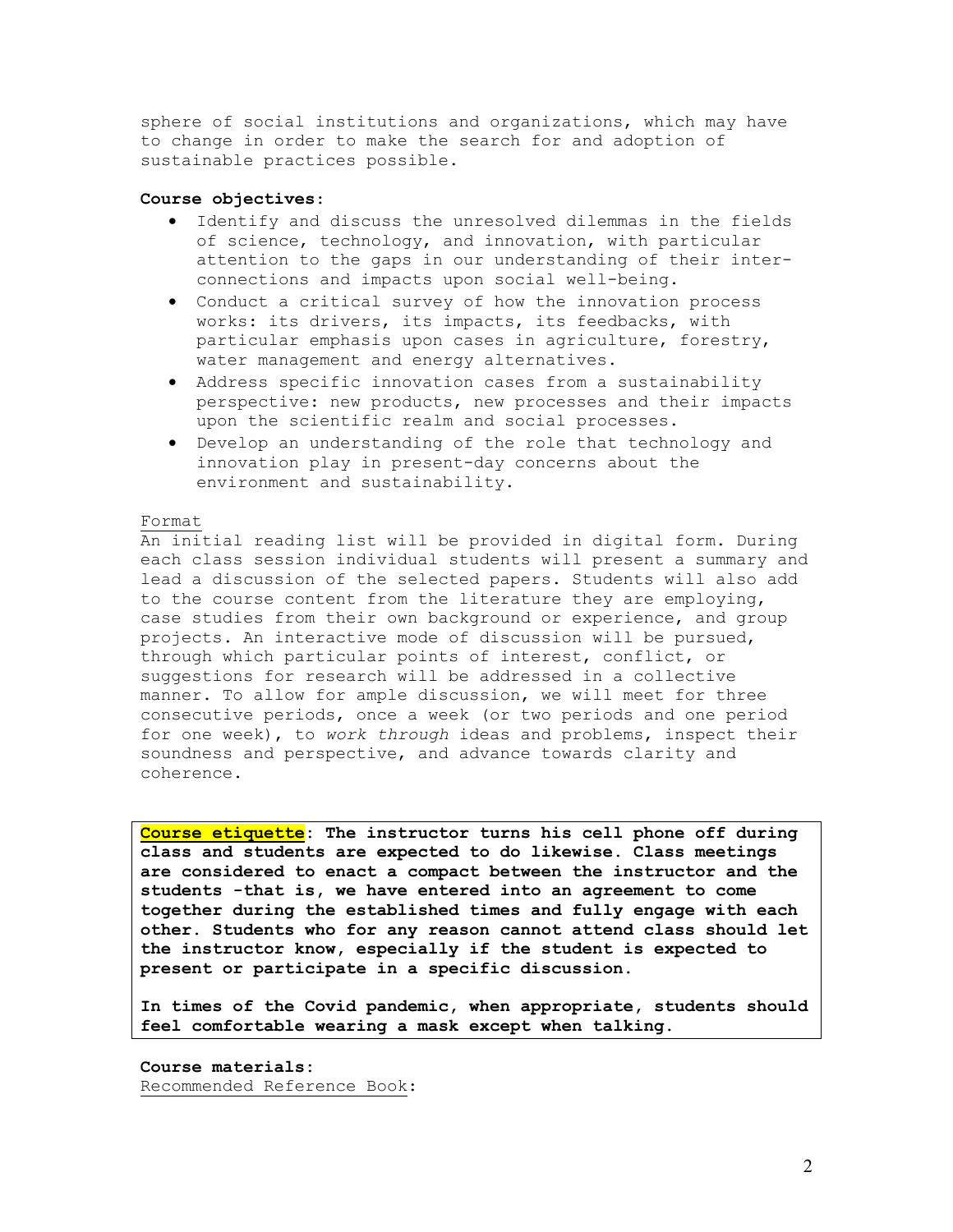sphere of social institutions and organizations, which may have to change in order to make the search for and adoption of sustainable practices possible.

**Course objectives:**

- Identify and discuss the unresolved dilemmas in the fields of science, technology, and innovation, with particular attention to the gaps in our understanding of their inter-connections and impacts upon social well-being.
- Conduct a critical survey of how the innovation process works: its drivers, its impacts, its feedbacks, with particular emphasis upon cases in agriculture, forestry, water management and energy alternatives.
- Address specific innovation cases from a sustainability perspective: new products, new processes and their impacts upon the scientific realm and social processes.
- Develop an understanding of the role that technology and innovation play in present-day concerns about the environment and sustainability.

Format

An initial reading list will be provided in digital form. During each class session individual students will present a summary and lead a discussion of the selected papers. Students will also add to the course content from the literature they are employing, case studies from their own background or experience, and group projects. An interactive mode of discussion will be pursued, through which particular points of interest, conflict, or suggestions for research will be addressed in a collective manner. To allow for ample discussion, we will meet for three consecutive periods, once a week (or two periods and one period for one week), to *work through* ideas and problems, inspect their soundness and perspective, and advance towards clarity and coherence.

**Course etiquette: The instructor turns his cell phone off during class and students are expected to do likewise. Class meetings are considered to enact a compact between the instructor and the students -that is, we have entered into an agreement to come together during the established times and fully engage with each other. Students who for any reason cannot attend class should let the instructor know, especially if the student is expected to present or participate in a specific discussion.**

**In times of the Covid pandemic, when appropriate, students should feel comfortable wearing a mask except when talking.**

**Course materials:**

Recommended Reference Book: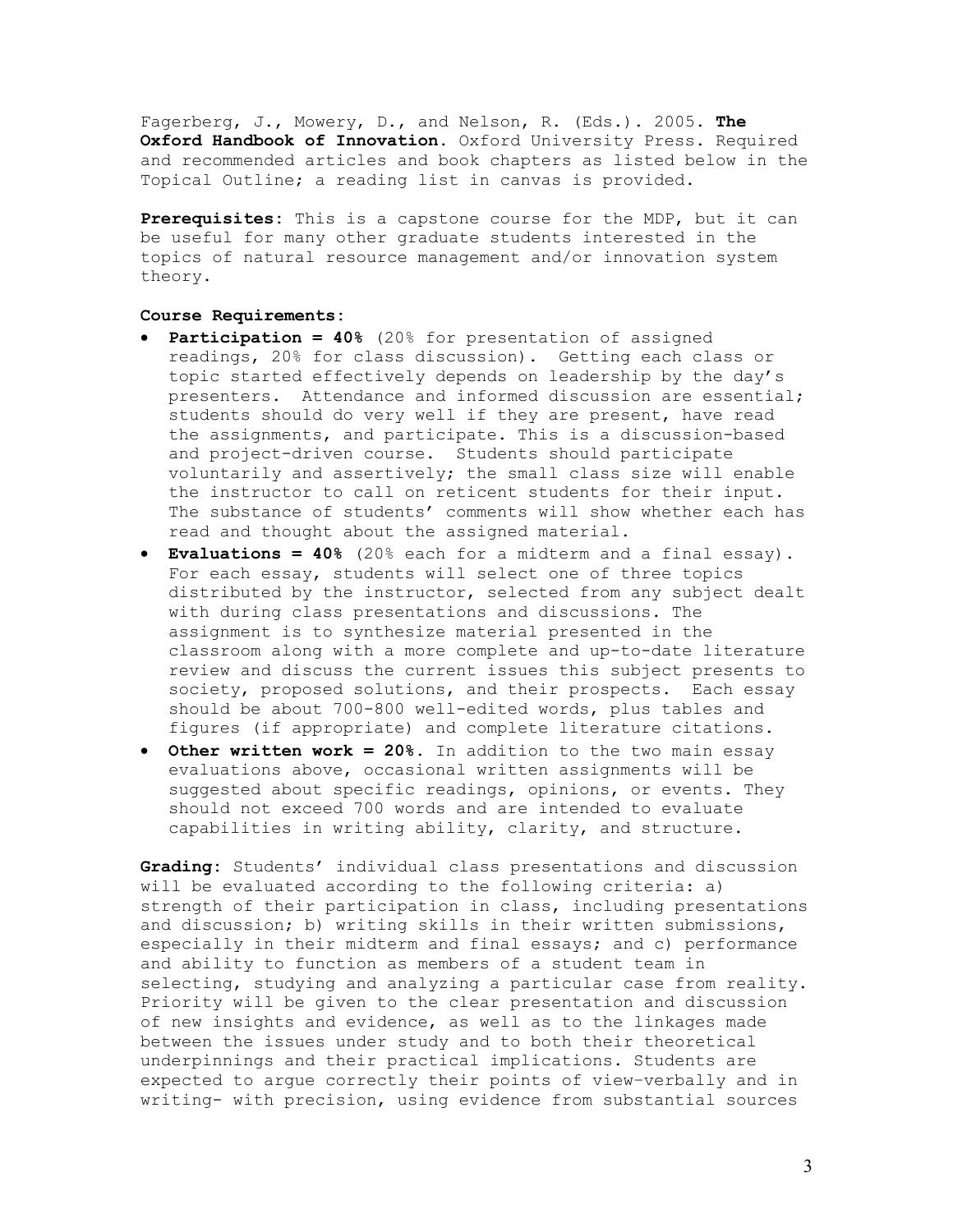Fagerberg, J., Mowery, D., and Nelson, R. (Eds.). 2005. **The Oxford Handbook of Innovation.** Oxford University Press. Required and recommended articles and book chapters as listed below in the Topical Outline; a reading list in canvas is provided.

**Prerequisites:** This is a capstone course for the MDP, but it can be useful for many other graduate students interested in the topics of natural resource management and/or innovation system theory.

**Course Requirements:**

- **Participation = 40%** (20% for presentation of assigned readings, 20% for class discussion). Getting each class or topic started effectively depends on leadership by the day's presenters. Attendance and informed discussion are essential; students should do very well if they are present, have read the assignments, and participate. This is a discussion-based and project-driven course. Students should participate voluntarily and assertively; the small class size will enable the instructor to call on reticent students for their input. The substance of students' comments will show whether each has read and thought about the assigned material.
- **Evaluations = 40%** (20% each for a midterm and a final essay). For each essay, students will select one of three topics distributed by the instructor, selected from any subject dealt with during class presentations and discussions. The assignment is to synthesize material presented in the classroom along with a more complete and up-to-date literature review and discuss the current issues this subject presents to society, proposed solutions, and their prospects. Each essay should be about 700-800 well-edited words, plus tables and figures (if appropriate) and complete literature citations.
- **Other written work = 20%.** In addition to the two main essay evaluations above, occasional written assignments will be suggested about specific readings, opinions, or events. They should not exceed 700 words and are intended to evaluate capabilities in writing ability, clarity, and structure.

**Grading:** Students' individual class presentations and discussion will be evaluated according to the following criteria: a) strength of their participation in class, including presentations and discussion; b) writing skills in their written submissions, especially in their midterm and final essays; and c) performance and ability to function as members of a student team in selecting, studying and analyzing a particular case from reality. Priority will be given to the clear presentation and discussion of new insights and evidence, as well as to the linkages made between the issues under study and to both their theoretical underpinnings and their practical implications. Students are expected to argue correctly their points of view–verbally and in writing- with precision, using evidence from substantial sources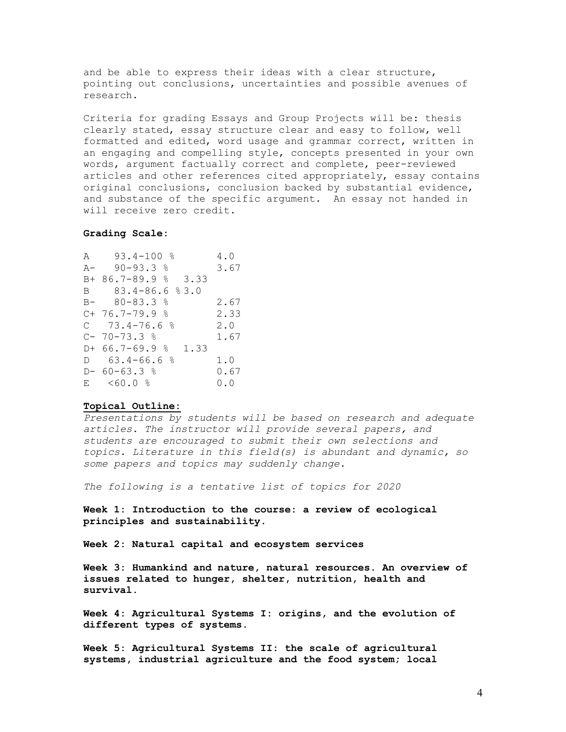and be able to express their ideas with a clear structure, pointing out conclusions, uncertainties and possible avenues of research.

Criteria for grading Essays and Group Projects will be: thesis clearly stated, essay structure clear and easy to follow, well formatted and edited, word usage and grammar correct, written in an engaging and compelling style, concepts presented in your own words, argument factually correct and complete, peer-reviewed articles and other references cited appropriately, essay contains original conclusions, conclusion backed by substantial evidence, and substance of the specific argument. An essay not handed in will receive zero credit.

**Grading Scale:**

| Grade | Percentage | Points |
|---|---|---|
| A | 93.4-100 % | 4.0 |
| A- | 90-93.3 % | 3.67 |
| B+ | 86.7-89.9 % | 3.33 |
| B | 83.4-86.6 % | 3.0 |
| B- | 80-83.3 % | 2.67 |
| C+ | 76.7-79.9 % | 2.33 |
| C | 73.4-76.6 % | 2.0 |
| C- | 70-73.3 % | 1.67 |
| D+ | 66.7-69.9 % | 1.33 |
| D | 63.4-66.6 % | 1.0 |
| D- | 60-63.3 % | 0.67 |
| E | <60.0 % | 0.0 |

**Topical Outline:**

*Presentations by students will be based on research and adequate articles. The instructor will provide several papers, and students are encouraged to submit their own selections and topics. Literature in this field(s) is abundant and dynamic, so some papers and topics may suddenly change.*

*The following is a tentative list of topics for 2020*

**Week 1: Introduction to the course: a review of ecological principles and sustainability.**

**Week 2: Natural capital and ecosystem services**

**Week 3: Humankind and nature, natural resources. An overview of issues related to hunger, shelter, nutrition, health and survival.**

**Week 4: Agricultural Systems I: origins, and the evolution of different types of systems.**

**Week 5: Agricultural Systems II: the scale of agricultural systems, industrial agriculture and the food system; local**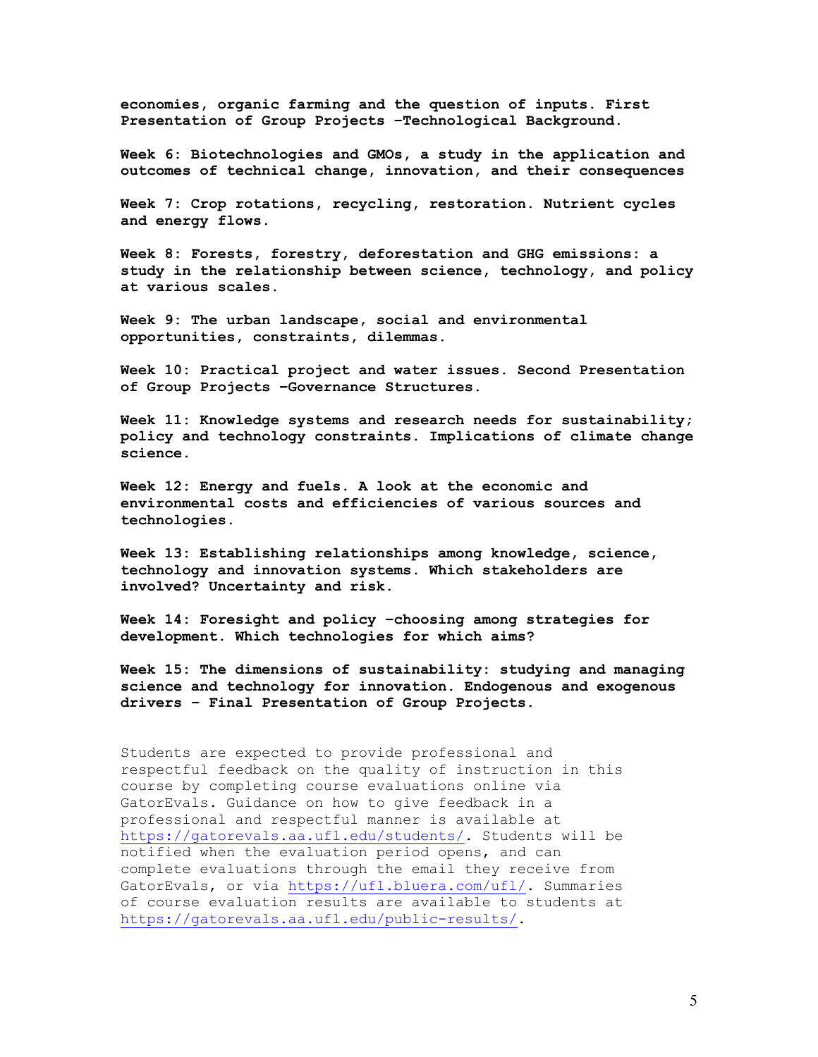**economies, organic farming and the question of inputs. First Presentation of Group Projects –Technological Background.**

**Week 6: Biotechnologies and GMOs, a study in the application and outcomes of technical change, innovation, and their consequences**

**Week 7: Crop rotations, recycling, restoration. Nutrient cycles and energy flows.**

**Week 8: Forests, forestry, deforestation and GHG emissions: a study in the relationship between science, technology, and policy at various scales.**

**Week 9: The urban landscape, social and environmental opportunities, constraints, dilemmas.**

**Week 10: Practical project and water issues. Second Presentation of Group Projects –Governance Structures.**

**Week 11: Knowledge systems and research needs for sustainability; policy and technology constraints. Implications of climate change science.**

**Week 12: Energy and fuels. A look at the economic and environmental costs and efficiencies of various sources and technologies.**

**Week 13: Establishing relationships among knowledge, science, technology and innovation systems. Which stakeholders are involved? Uncertainty and risk.**

**Week 14: Foresight and policy –choosing among strategies for development. Which technologies for which aims?**

**Week 15: The dimensions of sustainability: studying and managing science and technology for innovation. Endogenous and exogenous drivers – Final Presentation of Group Projects.**

Students are expected to provide professional and respectful feedback on the quality of instruction in this course by completing course evaluations online via GatorEvals. Guidance on how to give feedback in a professional and respectful manner is available at https://gatorevals.aa.ufl.edu/students/. Students will be notified when the evaluation period opens, and can complete evaluations through the email they receive from GatorEvals, or via https://ufl.bluera.com/ufl/. Summaries of course evaluation results are available to students at https://gatorevals.aa.ufl.edu/public-results/.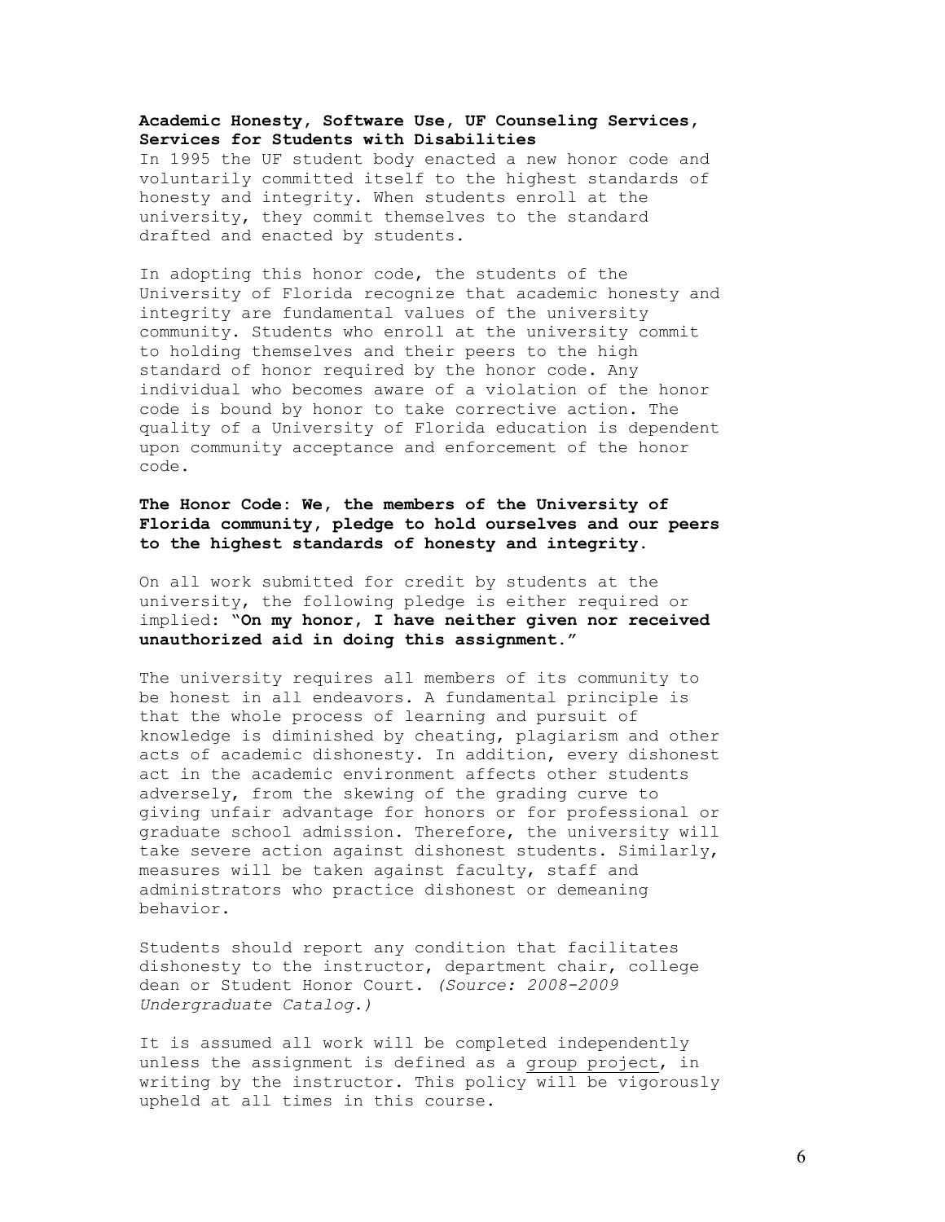**Academic Honesty, Software Use, UF Counseling Services, Services for Students with Disabilities**

In 1995 the UF student body enacted a new honor code and voluntarily committed itself to the highest standards of honesty and integrity. When students enroll at the university, they commit themselves to the standard drafted and enacted by students.

In adopting this honor code, the students of the University of Florida recognize that academic honesty and integrity are fundamental values of the university community. Students who enroll at the university commit to holding themselves and their peers to the high standard of honor required by the honor code. Any individual who becomes aware of a violation of the honor code is bound by honor to take corrective action. The quality of a University of Florida education is dependent upon community acceptance and enforcement of the honor code.

**The Honor Code: We, the members of the University of Florida community, pledge to hold ourselves and our peers to the highest standards of honesty and integrity.**

On all work submitted for credit by students at the university, the following pledge is either required or implied: **"On my honor, I have neither given nor received unauthorized aid in doing this assignment."**

The university requires all members of its community to be honest in all endeavors. A fundamental principle is that the whole process of learning and pursuit of knowledge is diminished by cheating, plagiarism and other acts of academic dishonesty. In addition, every dishonest act in the academic environment affects other students adversely, from the skewing of the grading curve to giving unfair advantage for honors or for professional or graduate school admission. Therefore, the university will take severe action against dishonest students. Similarly, measures will be taken against faculty, staff and administrators who practice dishonest or demeaning behavior.

Students should report any condition that facilitates dishonesty to the instructor, department chair, college dean or Student Honor Court. *(Source: 2008-2009 Undergraduate Catalog.)*

It is assumed all work will be completed independently unless the assignment is defined as a group project, in writing by the instructor. This policy will be vigorously upheld at all times in this course.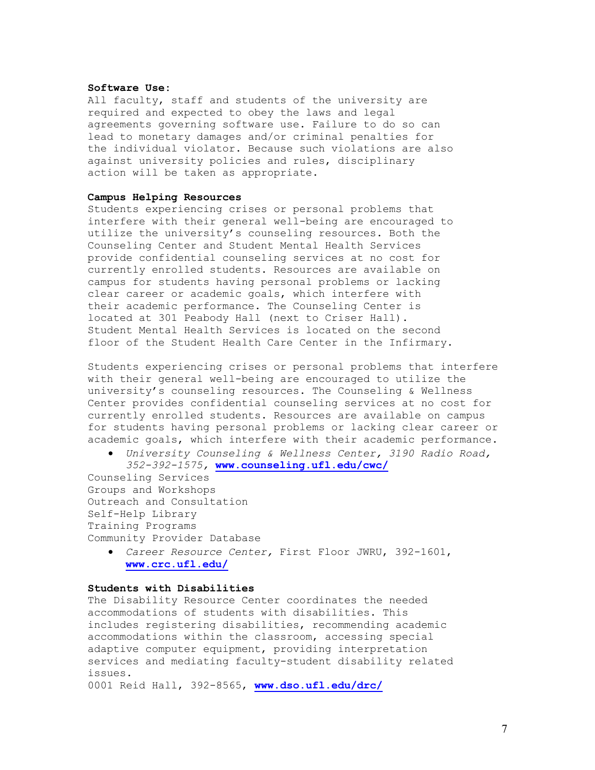**Software Use:**

All faculty, staff and students of the university are required and expected to obey the laws and legal agreements governing software use. Failure to do so can lead to monetary damages and/or criminal penalties for the individual violator. Because such violations are also against university policies and rules, disciplinary action will be taken as appropriate.

**Campus Helping Resources**

Students experiencing crises or personal problems that interfere with their general well-being are encouraged to utilize the university's counseling resources. Both the Counseling Center and Student Mental Health Services provide confidential counseling services at no cost for currently enrolled students. Resources are available on campus for students having personal problems or lacking clear career or academic goals, which interfere with their academic performance. The Counseling Center is located at 301 Peabody Hall (next to Criser Hall). Student Mental Health Services is located on the second floor of the Student Health Care Center in the Infirmary.

Students experiencing crises or personal problems that interfere with their general well-being are encouraged to utilize the university's counseling resources. The Counseling & Wellness Center provides confidential counseling services at no cost for currently enrolled students. Resources are available on campus for students having personal problems or lacking clear career or academic goals, which interfere with their academic performance.

- *University Counseling & Wellness Center, 3190 Radio Road, 352-392-1575,* **www.counseling.ufl.edu/cwc/**

Counseling Services
Groups and Workshops
Outreach and Consultation
Self-Help Library
Training Programs
Community Provider Database

- *Career Resource Center,* First Floor JWRU, 392-1601, **www.crc.ufl.edu/**

**Students with Disabilities**

The Disability Resource Center coordinates the needed accommodations of students with disabilities. This includes registering disabilities, recommending academic accommodations within the classroom, accessing special adaptive computer equipment, providing interpretation services and mediating faculty-student disability related issues.
0001 Reid Hall, 392-8565, **www.dso.ufl.edu/drc/**